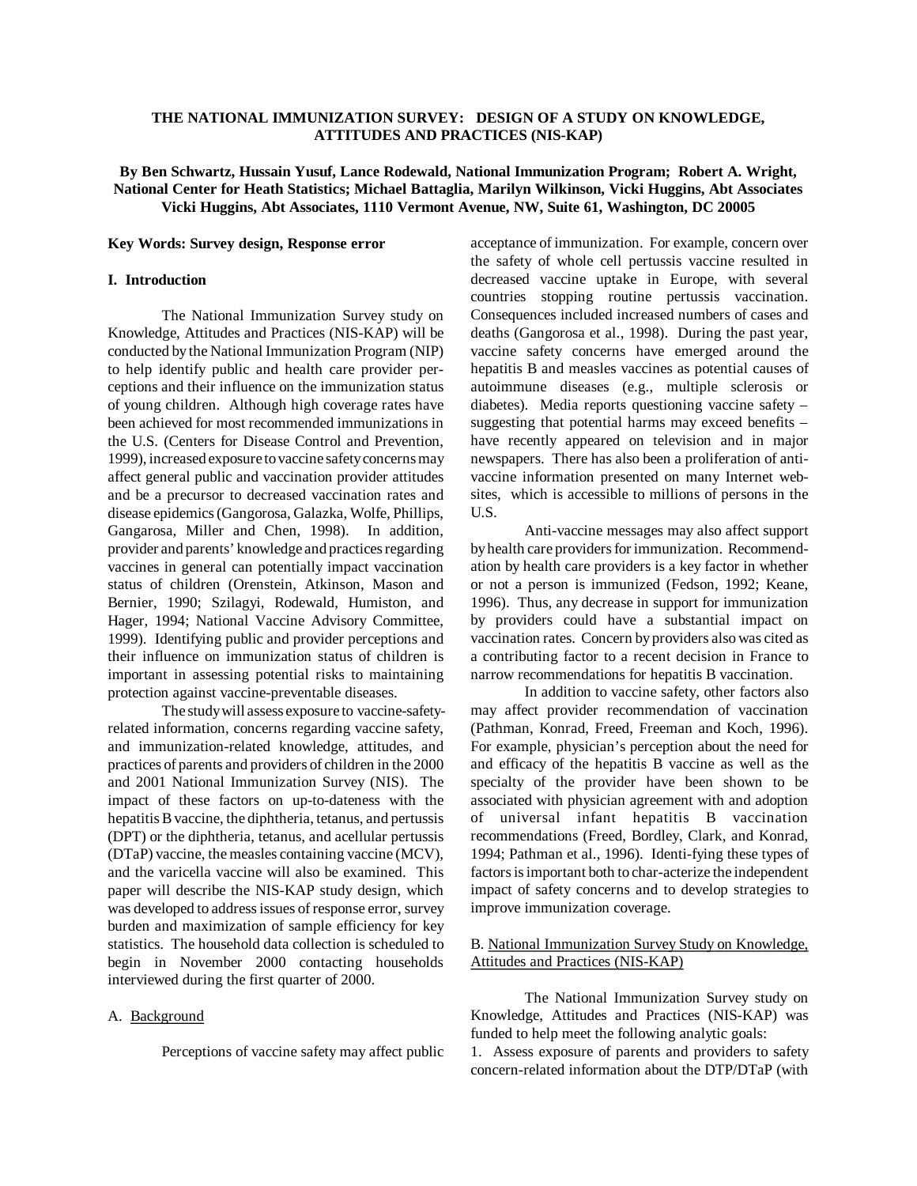# THE NATIONAL IMMUNIZATION SURVEY: DESIGN OF A STUDY ON KNOWLEDGE, ATTITUDES AND PRACTICES (NIS-KAP)

**By Ben Schwartz, Hussain Yusuf, Lance Rodewald, National Immunization Program; Robert A. Wright, National Center for Heath Statistics; Michael Battaglia, Marilyn Wilkinson, Vicki Huggins, Abt Associates Vicki Huggins, Abt Associates, 1110 Vermont Avenue, NW, Suite 61, Washington, DC 20005**

**Key Words: Survey design, Response error**

## I. Introduction

The National Immunization Survey study on Knowledge, Attitudes and Practices (NIS-KAP) will be conducted by the National Immunization Program (NIP) to help identify public and health care provider perceptions and their influence on the immunization status of young children. Although high coverage rates have been achieved for most recommended immunizations in the U.S. (Centers for Disease Control and Prevention, 1999), increased exposure to vaccine safety concerns may affect general public and vaccination provider attitudes and be a precursor to decreased vaccination rates and disease epidemics (Gangorosa, Galazka, Wolfe, Phillips, Gangarosa, Miller and Chen, 1998). In addition, provider and parents' knowledge and practices regarding vaccines in general can potentially impact vaccination status of children (Orenstein, Atkinson, Mason and Bernier, 1990; Szilagyi, Rodewald, Humiston, and Hager, 1994; National Vaccine Advisory Committee, 1999). Identifying public and provider perceptions and their influence on immunization status of children is important in assessing potential risks to maintaining protection against vaccine-preventable diseases.

The study will assess exposure to vaccine-safety-related information, concerns regarding vaccine safety, and immunization-related knowledge, attitudes, and practices of parents and providers of children in the 2000 and 2001 National Immunization Survey (NIS). The impact of these factors on up-to-dateness with the hepatitis B vaccine, the diphtheria, tetanus, and pertussis (DPT) or the diphtheria, tetanus, and acellular pertussis (DTaP) vaccine, the measles containing vaccine (MCV), and the varicella vaccine will also be examined. This paper will describe the NIS-KAP study design, which was developed to address issues of response error, survey burden and maximization of sample efficiency for key statistics. The household data collection is scheduled to begin in November 2000 contacting households interviewed during the first quarter of 2000.

### A. Background

Perceptions of vaccine safety may affect public acceptance of immunization. For example, concern over the safety of whole cell pertussis vaccine resulted in decreased vaccine uptake in Europe, with several countries stopping routine pertussis vaccination. Consequences included increased numbers of cases and deaths (Gangorosa et al., 1998). During the past year, vaccine safety concerns have emerged around the hepatitis B and measles vaccines as potential causes of autoimmune diseases (e.g., multiple sclerosis or diabetes). Media reports questioning vaccine safety – suggesting that potential harms may exceed benefits – have recently appeared on television and in major newspapers. There has also been a proliferation of anti-vaccine information presented on many Internet web-sites, which is accessible to millions of persons in the U.S.

Anti-vaccine messages may also affect support by health care providers for immunization. Recommendation by health care providers is a key factor in whether or not a person is immunized (Fedson, 1992; Keane, 1996). Thus, any decrease in support for immunization by providers could have a substantial impact on vaccination rates. Concern by providers also was cited as a contributing factor to a recent decision in France to narrow recommendations for hepatitis B vaccination.

In addition to vaccine safety, other factors also may affect provider recommendation of vaccination (Pathman, Konrad, Freed, Freeman and Koch, 1996). For example, physician's perception about the need for and efficacy of the hepatitis B vaccine as well as the specialty of the provider have been shown to be associated with physician agreement with and adoption of universal infant hepatitis B vaccination recommendations (Freed, Bordley, Clark, and Konrad, 1994; Pathman et al., 1996). Identi-fying these types of factors is important both to char-acterize the independent impact of safety concerns and to develop strategies to improve immunization coverage.

### B. National Immunization Survey Study on Knowledge, Attitudes and Practices (NIS-KAP)

The National Immunization Survey study on Knowledge, Attitudes and Practices (NIS-KAP) was funded to help meet the following analytic goals:

1. Assess exposure of parents and providers to safety concern-related information about the DTP/DTaP (with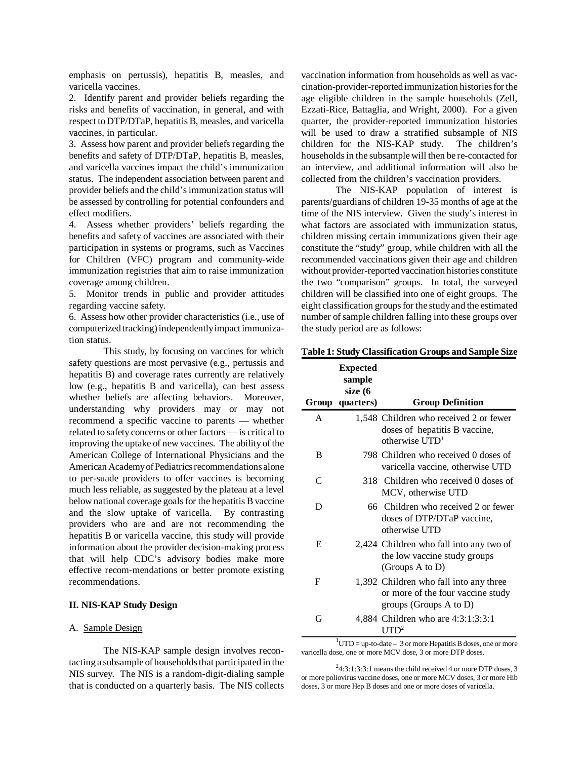emphasis on pertussis), hepatitis B, measles, and varicella vaccines.

2. Identify parent and provider beliefs regarding the risks and benefits of vaccination, in general, and with respect to DTP/DTaP, hepatitis B, measles, and varicella vaccines, in particular.

3. Assess how parent and provider beliefs regarding the benefits and safety of DTP/DTaP, hepatitis B, measles, and varicella vaccines impact the child's immunization status. The independent association between parent and provider beliefs and the child's immunization status will be assessed by controlling for potential confounders and effect modifiers.

4. Assess whether providers' beliefs regarding the benefits and safety of vaccines are associated with their participation in systems or programs, such as Vaccines for Children (VFC) program and community-wide immunization registries that aim to raise immunization coverage among children.

5. Monitor trends in public and provider attitudes regarding vaccine safety.

6. Assess how other provider characteristics (i.e., use of computerized tracking) independently impact immunization status.

This study, by focusing on vaccines for which safety questions are most pervasive (e.g., pertussis and hepatitis B) and coverage rates currently are relatively low (e.g., hepatitis B and varicella), can best assess whether beliefs are affecting behaviors. Moreover, understanding why providers may or may not recommend a specific vaccine to parents — whether related to safety concerns or other factors — is critical to improving the uptake of new vaccines. The ability of the American College of International Physicians and the American Academy of Pediatrics recommendations alone to per-suade providers to offer vaccines is becoming much less reliable, as suggested by the plateau at a level below national coverage goals for the hepatitis B vaccine and the slow uptake of varicella. By contrasting providers who are and are not recommending the hepatitis B or varicella vaccine, this study will provide information about the provider decision-making process that will help CDC's advisory bodies make more effective recom-mendations or better promote existing recommendations.

## II. NIS-KAP Study Design

### A. Sample Design

The NIS-KAP sample design involves recontacting a subsample of households that participated in the NIS survey. The NIS is a random-digit-dialing sample that is conducted on a quarterly basis. The NIS collects vaccination information from households as well as vaccination-provider-reported immunization histories for the age eligible children in the sample households (Zell, Ezzati-Rice, Battaglia, and Wright, 2000). For a given quarter, the provider-reported immunization histories will be used to draw a stratified subsample of NIS children for the NIS-KAP study. The children's households in the subsample will then be re-contacted for an interview, and additional information will also be collected from the children's vaccination providers.

The NIS-KAP population of interest is parents/guardians of children 19-35 months of age at the time of the NIS interview. Given the study's interest in what factors are associated with immunization status, children missing certain immunizations given their age constitute the "study" group, while children with all the recommended vaccinations given their age and children without provider-reported vaccination histories constitute the two "comparison" groups. In total, the surveyed children will be classified into one of eight groups. The eight classification groups for the study and the estimated number of sample children falling into these groups over the study period are as follows:

**Table 1: Study Classification Groups and Sample Size**

| Group | Expected sample size (6 quarters) | Group Definition |
|---|---|---|
| A | 1,548 | Children who received 2 or fewer doses of hepatitis B vaccine, otherwise UTD[1] |
| B | 798 | Children who received 0 doses of varicella vaccine, otherwise UTD |
| C | 318 | Children who received 0 doses of MCV, otherwise UTD |
| D | 66 | Children who received 2 or fewer doses of DTP/DTaP vaccine, otherwise UTD |
| E | 2,424 | Children who fall into any two of the low vaccine study groups (Groups A to D) |
| F | 1,392 | Children who fall into any three or more of the four vaccine study groups (Groups A to D) |
| G | 4,884 | Children who are 4:3:1:3:3:1 UTD[2] |

[1]UTD = up-to-date – 3 or more Hepatitis B doses, one or more varicella dose, one or more MCV dose, 3 or more DTP doses.

[2]4:3:1:3:3:1 means the child received 4 or more DTP doses, 3 or more poliovirus vaccine doses, one or more MCV doses, 3 or more Hib doses, 3 or more Hep B doses and one or more doses of varicella.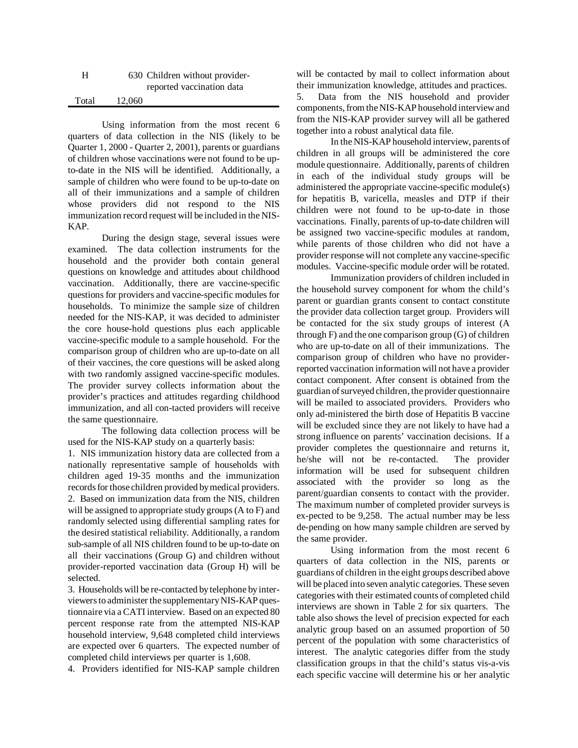| H | 630 | Children without provider-reported vaccination data |
|---|---|---|
| Total | 12,060 | |

Using information from the most recent 6 quarters of data collection in the NIS (likely to be Quarter 1, 2000 - Quarter 2, 2001), parents or guardians of children whose vaccinations were not found to be up-to-date in the NIS will be identified. Additionally, a sample of children who were found to be up-to-date on all of their immunizations and a sample of children whose providers did not respond to the NIS immunization record request will be included in the NIS-KAP.

During the design stage, several issues were examined. The data collection instruments for the household and the provider both contain general questions on knowledge and attitudes about childhood vaccination. Additionally, there are vaccine-specific questions for providers and vaccine-specific modules for households. To minimize the sample size of children needed for the NIS-KAP, it was decided to administer the core house-hold questions plus each applicable vaccine-specific module to a sample household. For the comparison group of children who are up-to-date on all of their vaccines, the core questions will be asked along with two randomly assigned vaccine-specific modules. The provider survey collects information about the provider's practices and attitudes regarding childhood immunization, and all con-tacted providers will receive the same questionnaire.

The following data collection process will be used for the NIS-KAP study on a quarterly basis:

1. NIS immunization history data are collected from a nationally representative sample of households with children aged 19-35 months and the immunization records for those children provided by medical providers.
2. Based on immunization data from the NIS, children will be assigned to appropriate study groups (A to F) and randomly selected using differential sampling rates for the desired statistical reliability. Additionally, a random sub-sample of all NIS children found to be up-to-date on all their vaccinations (Group G) and children without provider-reported vaccination data (Group H) will be selected.
3. Households will be re-contacted by telephone by inter-viewers to administer the supplementary NIS-KAP ques-tionnaire via a CATI interview. Based on an expected 80 percent response rate from the attempted NIS-KAP household interview, 9,648 completed child interviews are expected over 6 quarters. The expected number of completed child interviews per quarter is 1,608.
4. Providers identified for NIS-KAP sample children will be contacted by mail to collect information about their immunization knowledge, attitudes and practices.
5. Data from the NIS household and provider components, from the NIS-KAP household interview and from the NIS-KAP provider survey will all be gathered together into a robust analytical data file.

In the NIS-KAP household interview, parents of children in all groups will be administered the core module questionnaire. Additionally, parents of children in each of the individual study groups will be administered the appropriate vaccine-specific module(s) for hepatitis B, varicella, measles and DTP if their children were not found to be up-to-date in those vaccinations. Finally, parents of up-to-date children will be assigned two vaccine-specific modules at random, while parents of those children who did not have a provider response will not complete any vaccine-specific modules. Vaccine-specific module order will be rotated.

Immunization providers of children included in the household survey component for whom the child's parent or guardian grants consent to contact constitute the provider data collection target group. Providers will be contacted for the six study groups of interest (A through F) and the one comparison group (G) of children who are up-to-date on all of their immunizations. The comparison group of children who have no provider-reported vaccination information will not have a provider contact component. After consent is obtained from the guardian of surveyed children, the provider questionnaire will be mailed to associated providers. Providers who only ad-ministered the birth dose of Hepatitis B vaccine will be excluded since they are not likely to have had a strong influence on parents' vaccination decisions. If a provider completes the questionnaire and returns it, he/she will not be re-contacted. The provider information will be used for subsequent children associated with the provider so long as the parent/guardian consents to contact with the provider. The maximum number of completed provider surveys is ex-pected to be 9,258. The actual number may be less de-pending on how many sample children are served by the same provider.

Using information from the most recent 6 quarters of data collection in the NIS, parents or guardians of children in the eight groups described above will be placed into seven analytic categories. These seven categories with their estimated counts of completed child interviews are shown in Table 2 for six quarters. The table also shows the level of precision expected for each analytic group based on an assumed proportion of 50 percent of the population with some characteristics of interest. The analytic categories differ from the study classification groups in that the child's status vis-a-vis each specific vaccine will determine his or her analytic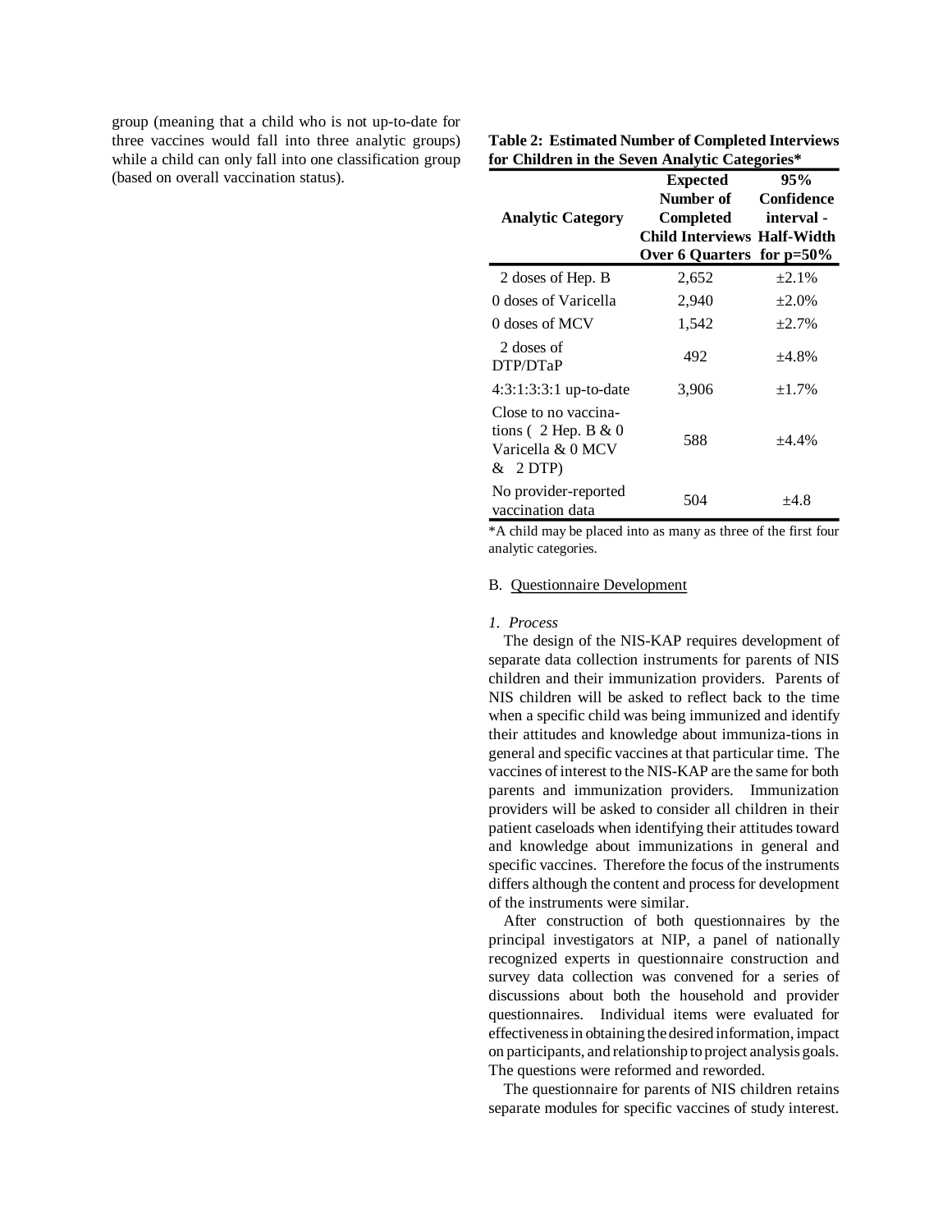group (meaning that a child who is not up-to-date for three vaccines would fall into three analytic groups) while a child can only fall into one classification group (based on overall vaccination status).

**Table 2: Estimated Number of Completed Interviews for Children in the Seven Analytic Categories***

| Analytic Category | Expected Number of Completed Child Interviews Over 6 Quarters | 95% Confidence interval - Half-Width for p=50% |
|---|---|---|
| 2 doses of Hep. B | 2,652 | ±2.1% |
| 0 doses of Varicella | 2,940 | ±2.0% |
| 0 doses of MCV | 1,542 | ±2.7% |
| 2 doses of DTP/DTaP | 492 | ±4.8% |
| 4:3:1:3:3:1 up-to-date | 3,906 | ±1.7% |
| Close to no vaccinations ( 2 Hep. B & 0 Varicella & 0 MCV & 2 DTP) | 588 | ±4.4% |
| No provider-reported vaccination data | 504 | ±4.8 |

*A child may be placed into as many as three of the first four analytic categories.

B. Questionnaire Development

*1. Process*

The design of the NIS-KAP requires development of separate data collection instruments for parents of NIS children and their immunization providers. Parents of NIS children will be asked to reflect back to the time when a specific child was being immunized and identify their attitudes and knowledge about immuniza-tions in general and specific vaccines at that particular time. The vaccines of interest to the NIS-KAP are the same for both parents and immunization providers. Immunization providers will be asked to consider all children in their patient caseloads when identifying their attitudes toward and knowledge about immunizations in general and specific vaccines. Therefore the focus of the instruments differs although the content and process for development of the instruments were similar.

After construction of both questionnaires by the principal investigators at NIP, a panel of nationally recognized experts in questionnaire construction and survey data collection was convened for a series of discussions about both the household and provider questionnaires. Individual items were evaluated for effectiveness in obtaining the desired information, impact on participants, and relationship to project analysis goals. The questions were reformed and reworded.

The questionnaire for parents of NIS children retains separate modules for specific vaccines of study interest.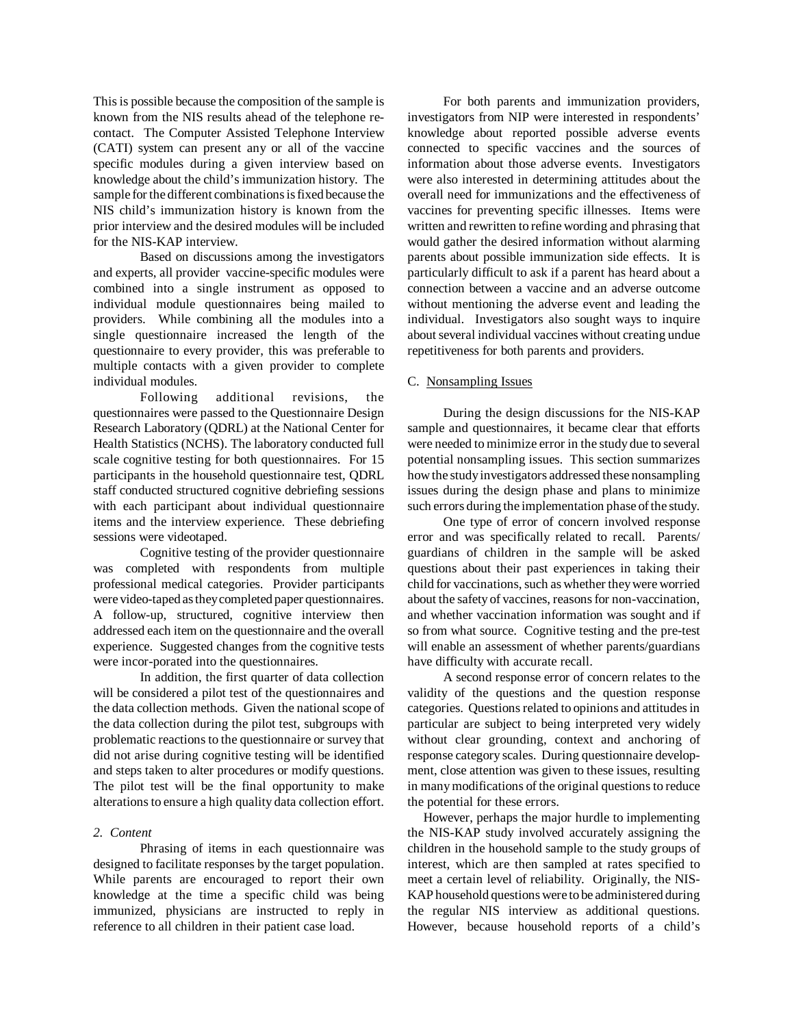This is possible because the composition of the sample is known from the NIS results ahead of the telephone re-contact. The Computer Assisted Telephone Interview (CATI) system can present any or all of the vaccine specific modules during a given interview based on knowledge about the child's immunization history. The sample for the different combinations is fixed because the NIS child's immunization history is known from the prior interview and the desired modules will be included for the NIS-KAP interview.

Based on discussions among the investigators and experts, all provider vaccine-specific modules were combined into a single instrument as opposed to individual module questionnaires being mailed to providers. While combining all the modules into a single questionnaire increased the length of the questionnaire to every provider, this was preferable to multiple contacts with a given provider to complete individual modules.

Following additional revisions, the questionnaires were passed to the Questionnaire Design Research Laboratory (QDRL) at the National Center for Health Statistics (NCHS). The laboratory conducted full scale cognitive testing for both questionnaires. For 15 participants in the household questionnaire test, QDRL staff conducted structured cognitive debriefing sessions with each participant about individual questionnaire items and the interview experience. These debriefing sessions were videotaped.

Cognitive testing of the provider questionnaire was completed with respondents from multiple professional medical categories. Provider participants were video-taped as they completed paper questionnaires. A follow-up, structured, cognitive interview then addressed each item on the questionnaire and the overall experience. Suggested changes from the cognitive tests were incor-porated into the questionnaires.

In addition, the first quarter of data collection will be considered a pilot test of the questionnaires and the data collection methods. Given the national scope of the data collection during the pilot test, subgroups with problematic reactions to the questionnaire or survey that did not arise during cognitive testing will be identified and steps taken to alter procedures or modify questions. The pilot test will be the final opportunity to make alterations to ensure a high quality data collection effort.

*2. Content*

Phrasing of items in each questionnaire was designed to facilitate responses by the target population. While parents are encouraged to report their own knowledge at the time a specific child was being immunized, physicians are instructed to reply in reference to all children in their patient case load.

For both parents and immunization providers, investigators from NIP were interested in respondents' knowledge about reported possible adverse events connected to specific vaccines and the sources of information about those adverse events. Investigators were also interested in determining attitudes about the overall need for immunizations and the effectiveness of vaccines for preventing specific illnesses. Items were written and rewritten to refine wording and phrasing that would gather the desired information without alarming parents about possible immunization side effects. It is particularly difficult to ask if a parent has heard about a connection between a vaccine and an adverse outcome without mentioning the adverse event and leading the individual. Investigators also sought ways to inquire about several individual vaccines without creating undue repetitiveness for both parents and providers.

C. Nonsampling Issues

During the design discussions for the NIS-KAP sample and questionnaires, it became clear that efforts were needed to minimize error in the study due to several potential nonsampling issues. This section summarizes how the study investigators addressed these nonsampling issues during the design phase and plans to minimize such errors during the implementation phase of the study.

One type of error of concern involved response error and was specifically related to recall. Parents/ guardians of children in the sample will be asked questions about their past experiences in taking their child for vaccinations, such as whether they were worried about the safety of vaccines, reasons for non-vaccination, and whether vaccination information was sought and if so from what source. Cognitive testing and the pre-test will enable an assessment of whether parents/guardians have difficulty with accurate recall.

A second response error of concern relates to the validity of the questions and the question response categories. Questions related to opinions and attitudes in particular are subject to being interpreted very widely without clear grounding, context and anchoring of response category scales. During questionnaire development, close attention was given to these issues, resulting in many modifications of the original questions to reduce the potential for these errors.

However, perhaps the major hurdle to implementing the NIS-KAP study involved accurately assigning the children in the household sample to the study groups of interest, which are then sampled at rates specified to meet a certain level of reliability. Originally, the NIS-KAP household questions were to be administered during the regular NIS interview as additional questions. However, because household reports of a child's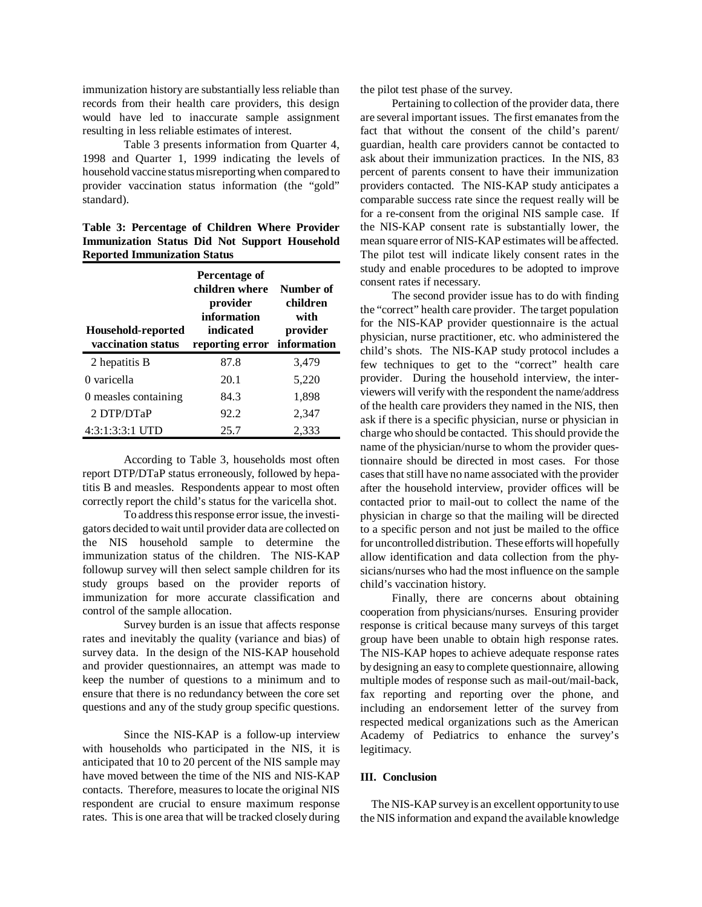immunization history are substantially less reliable than records from their health care providers, this design would have led to inaccurate sample assignment resulting in less reliable estimates of interest.

Table 3 presents information from Quarter 4, 1998 and Quarter 1, 1999 indicating the levels of household vaccine status misreporting when compared to provider vaccination status information (the "gold" standard).

**Table 3: Percentage of Children Where Provider Immunization Status Did Not Support Household Reported Immunization Status**

| Household-reported vaccination status | Percentage of children where provider information indicated reporting error | Number of children with provider information |
|---|---|---|
| 2 hepatitis B | 87.8 | 3,479 |
| 0 varicella | 20.1 | 5,220 |
| 0 measles containing | 84.3 | 1,898 |
| 2 DTP/DTaP | 92.2 | 2,347 |
| 4:3:1:3:3:1 UTD | 25.7 | 2,333 |

According to Table 3, households most often report DTP/DTaP status erroneously, followed by hepatitis B and measles. Respondents appear to most often correctly report the child's status for the varicella shot.

To address this response error issue, the investigators decided to wait until provider data are collected on the NIS household sample to determine the immunization status of the children. The NIS-KAP followup survey will then select sample children for its study groups based on the provider reports of immunization for more accurate classification and control of the sample allocation.

Survey burden is an issue that affects response rates and inevitably the quality (variance and bias) of survey data. In the design of the NIS-KAP household and provider questionnaires, an attempt was made to keep the number of questions to a minimum and to ensure that there is no redundancy between the core set questions and any of the study group specific questions.

Since the NIS-KAP is a follow-up interview with households who participated in the NIS, it is anticipated that 10 to 20 percent of the NIS sample may have moved between the time of the NIS and NIS-KAP contacts. Therefore, measures to locate the original NIS respondent are crucial to ensure maximum response rates. This is one area that will be tracked closely during the pilot test phase of the survey.

Pertaining to collection of the provider data, there are several important issues. The first emanates from the fact that without the consent of the child's parent/guardian, health care providers cannot be contacted to ask about their immunization practices. In the NIS, 83 percent of parents consent to have their immunization providers contacted. The NIS-KAP study anticipates a comparable success rate since the request really will be for a re-consent from the original NIS sample case. If the NIS-KAP consent rate is substantially lower, the mean square error of NIS-KAP estimates will be affected. The pilot test will indicate likely consent rates in the study and enable procedures to be adopted to improve consent rates if necessary.

The second provider issue has to do with finding the "correct" health care provider. The target population for the NIS-KAP provider questionnaire is the actual physician, nurse practitioner, etc. who administered the child's shots. The NIS-KAP study protocol includes a few techniques to get to the "correct" health care provider. During the household interview, the interviewers will verify with the respondent the name/address of the health care providers they named in the NIS, then ask if there is a specific physician, nurse or physician in charge who should be contacted. This should provide the name of the physician/nurse to whom the provider questionnaire should be directed in most cases. For those cases that still have no name associated with the provider after the household interview, provider offices will be contacted prior to mail-out to collect the name of the physician in charge so that the mailing will be directed to a specific person and not just be mailed to the office for uncontrolled distribution. These efforts will hopefully allow identification and data collection from the physicians/nurses who had the most influence on the sample child's vaccination history.

Finally, there are concerns about obtaining cooperation from physicians/nurses. Ensuring provider response is critical because many surveys of this target group have been unable to obtain high response rates. The NIS-KAP hopes to achieve adequate response rates by designing an easy to complete questionnaire, allowing multiple modes of response such as mail-out/mail-back, fax reporting and reporting over the phone, and including an endorsement letter of the survey from respected medical organizations such as the American Academy of Pediatrics to enhance the survey's legitimacy.

## III. Conclusion

The NIS-KAP survey is an excellent opportunity to use the NIS information and expand the available knowledge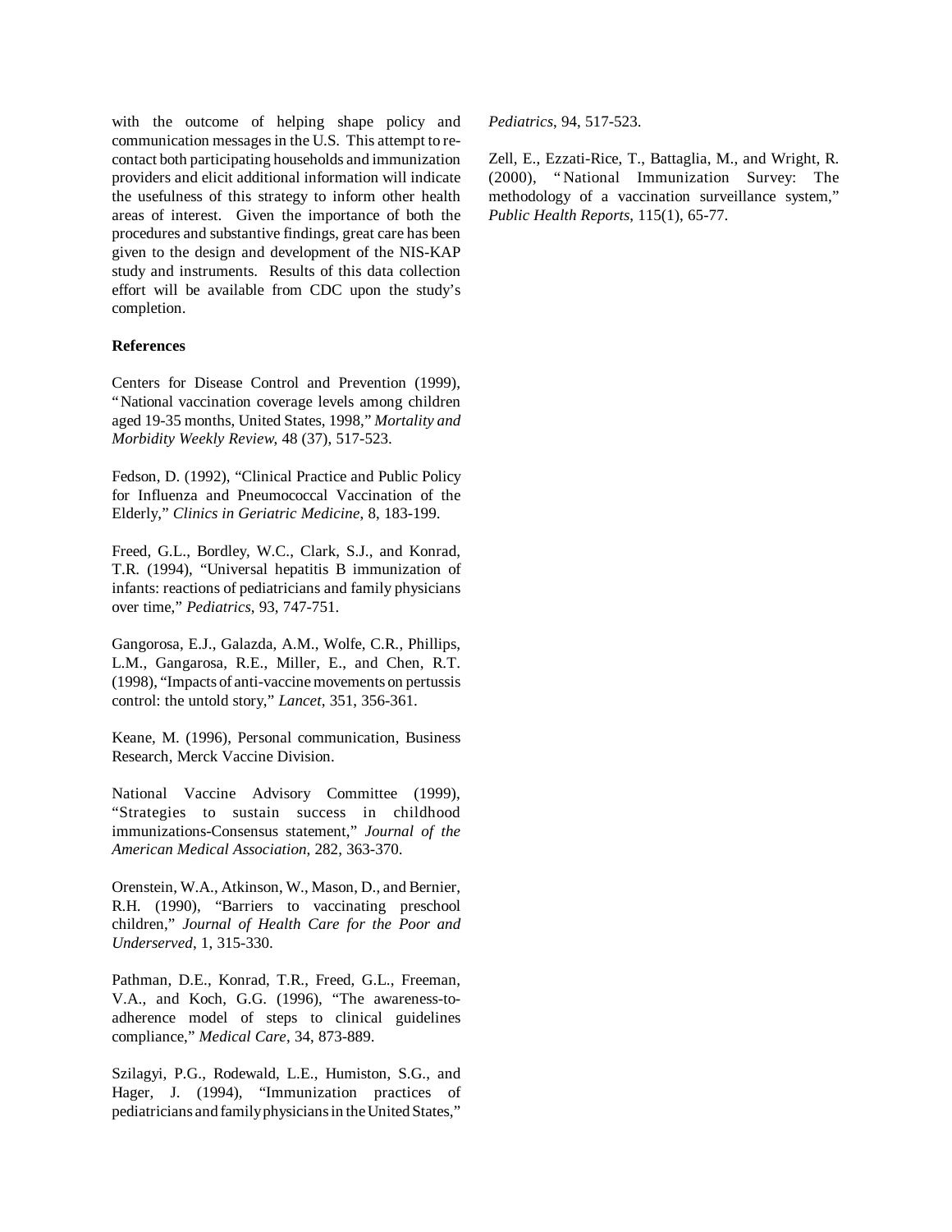with the outcome of helping shape policy and communication messages in the U.S. This attempt to re-contact both participating households and immunization providers and elicit additional information will indicate the usefulness of this strategy to inform other health areas of interest. Given the importance of both the procedures and substantive findings, great care has been given to the design and development of the NIS-KAP study and instruments. Results of this data collection effort will be available from CDC upon the study's completion.

**References**

Centers for Disease Control and Prevention (1999), "National vaccination coverage levels among children aged 19-35 months, United States, 1998," *Mortality and Morbidity Weekly Review*, 48 (37), 517-523.

Fedson, D. (1992), "Clinical Practice and Public Policy for Influenza and Pneumococcal Vaccination of the Elderly," *Clinics in Geriatric Medicine*, 8, 183-199.

Freed, G.L., Bordley, W.C., Clark, S.J., and Konrad, T.R. (1994), "Universal hepatitis B immunization of infants: reactions of pediatricians and family physicians over time," *Pediatrics*, 93, 747-751.

Gangorosa, E.J., Galazda, A.M., Wolfe, C.R., Phillips, L.M., Gangarosa, R.E., Miller, E., and Chen, R.T. (1998), "Impacts of anti-vaccine movements on pertussis control: the untold story," *Lancet*, 351, 356-361.

Keane, M. (1996), Personal communication, Business Research, Merck Vaccine Division.

National Vaccine Advisory Committee (1999), "Strategies to sustain success in childhood immunizations-Consensus statement," *Journal of the American Medical Association*, 282, 363-370.

Orenstein, W.A., Atkinson, W., Mason, D., and Bernier, R.H. (1990), "Barriers to vaccinating preschool children," *Journal of Health Care for the Poor and Underserved*, 1, 315-330.

Pathman, D.E., Konrad, T.R., Freed, G.L., Freeman, V.A., and Koch, G.G. (1996), "The awareness-to-adherence model of steps to clinical guidelines compliance," *Medical Care*, 34, 873-889.

Szilagyi, P.G., Rodewald, L.E., Humiston, S.G., and Hager, J. (1994), "Immunization practices of pediatricians and family physicians in the United States," *Pediatrics*, 94, 517-523.

Zell, E., Ezzati-Rice, T., Battaglia, M., and Wright, R. (2000), "National Immunization Survey: The methodology of a vaccination surveillance system," *Public Health Reports*, 115(1), 65-77.